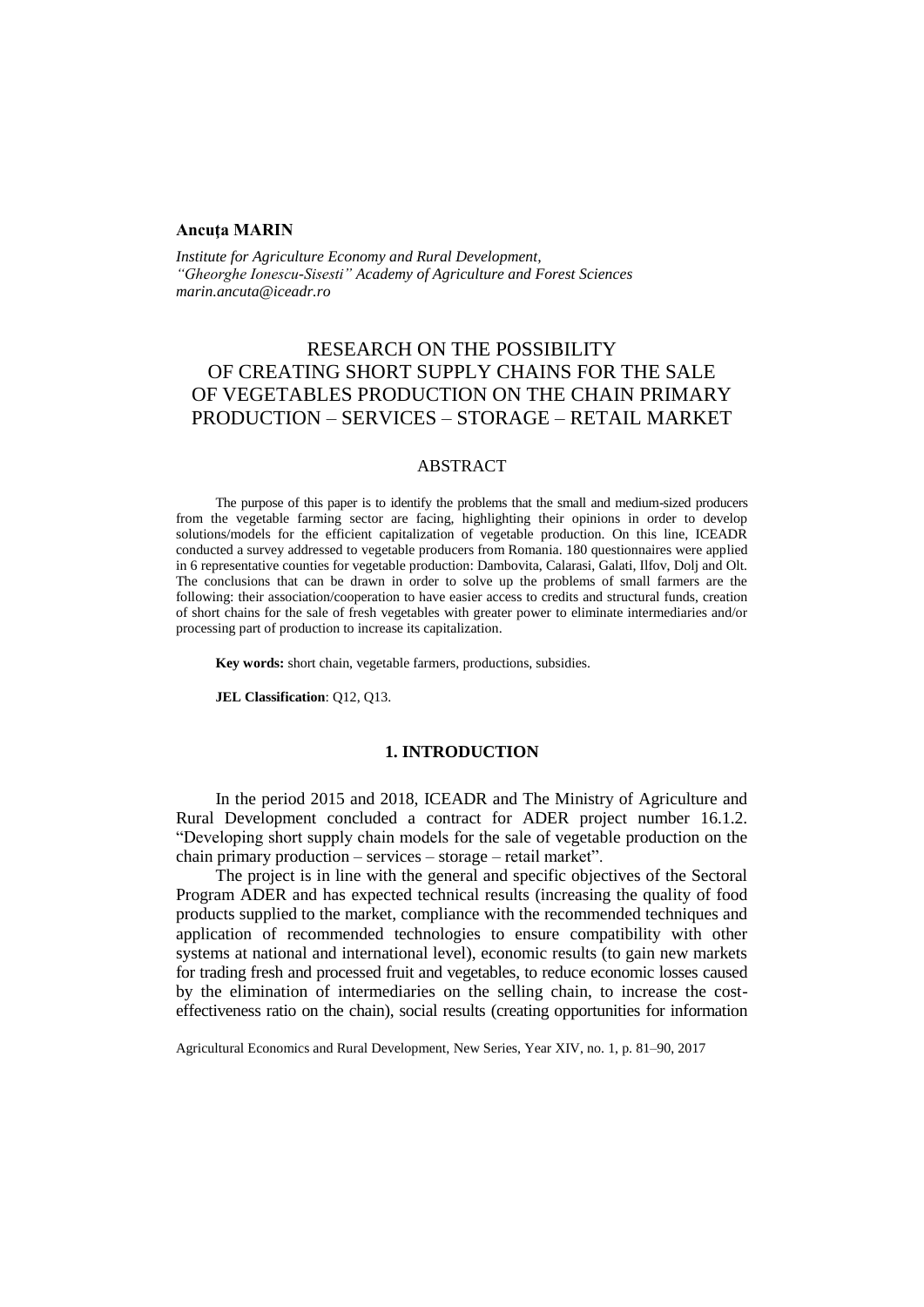**Ancuţa MARIN**

*Institute for Agriculture Economy and Rural Development,*
*"Gheorghe Ionescu-Sisesti" Academy of Agriculture and Forest Sciences*
*marin.ancuta@iceadr.ro*

# RESEARCH ON THE POSSIBILITY OF CREATING SHORT SUPPLY CHAINS FOR THE SALE OF VEGETABLES PRODUCTION ON THE CHAIN PRIMARY PRODUCTION – SERVICES – STORAGE – RETAIL MARKET

## ABSTRACT

The purpose of this paper is to identify the problems that the small and medium-sized producers from the vegetable farming sector are facing, highlighting their opinions in order to develop solutions/models for the efficient capitalization of vegetable production. On this line, ICEADR conducted a survey addressed to vegetable producers from Romania. 180 questionnaires were applied in 6 representative counties for vegetable production: Dambovita, Calarasi, Galati, Ilfov, Dolj and Olt. The conclusions that can be drawn in order to solve up the problems of small farmers are the following: their association/cooperation to have easier access to credits and structural funds, creation of short chains for the sale of fresh vegetables with greater power to eliminate intermediaries and/or processing part of production to increase its capitalization.

**Key words:** short chain, vegetable farmers, productions, subsidies.

**JEL Classification**: Q12, Q13.

## 1. INTRODUCTION

In the period 2015 and 2018, ICEADR and The Ministry of Agriculture and Rural Development concluded a contract for ADER project number 16.1.2. "Developing short supply chain models for the sale of vegetable production on the chain primary production – services – storage – retail market".

The project is in line with the general and specific objectives of the Sectoral Program ADER and has expected technical results (increasing the quality of food products supplied to the market, compliance with the recommended techniques and application of recommended technologies to ensure compatibility with other systems at national and international level), economic results (to gain new markets for trading fresh and processed fruit and vegetables, to reduce economic losses caused by the elimination of intermediaries on the selling chain, to increase the cost-effectiveness ratio on the chain), social results (creating opportunities for information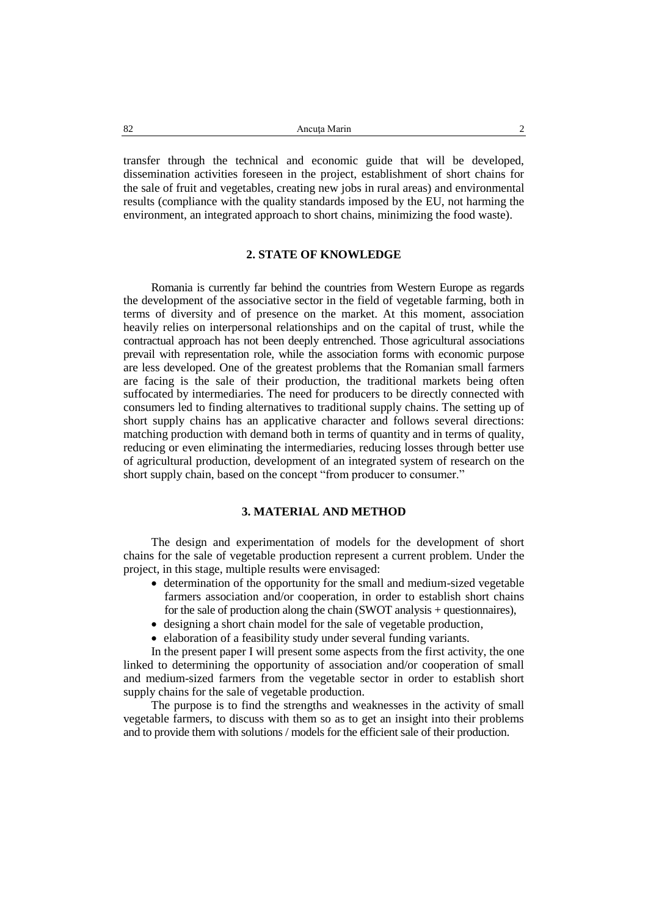transfer through the technical and economic guide that will be developed, dissemination activities foreseen in the project, establishment of short chains for the sale of fruit and vegetables, creating new jobs in rural areas) and environmental results (compliance with the quality standards imposed by the EU, not harming the environment, an integrated approach to short chains, minimizing the food waste).

## 2. STATE OF KNOWLEDGE

Romania is currently far behind the countries from Western Europe as regards the development of the associative sector in the field of vegetable farming, both in terms of diversity and of presence on the market. At this moment, association heavily relies on interpersonal relationships and on the capital of trust, while the contractual approach has not been deeply entrenched. Those agricultural associations prevail with representation role, while the association forms with economic purpose are less developed. One of the greatest problems that the Romanian small farmers are facing is the sale of their production, the traditional markets being often suffocated by intermediaries. The need for producers to be directly connected with consumers led to finding alternatives to traditional supply chains. The setting up of short supply chains has an applicative character and follows several directions: matching production with demand both in terms of quantity and in terms of quality, reducing or even eliminating the intermediaries, reducing losses through better use of agricultural production, development of an integrated system of research on the short supply chain, based on the concept "from producer to consumer."

## 3. MATERIAL AND METHOD

The design and experimentation of models for the development of short chains for the sale of vegetable production represent a current problem. Under the project, in this stage, multiple results were envisaged:

- determination of the opportunity for the small and medium-sized vegetable farmers association and/or cooperation, in order to establish short chains for the sale of production along the chain (SWOT analysis + questionnaires),
- designing a short chain model for the sale of vegetable production,
- elaboration of a feasibility study under several funding variants.

In the present paper I will present some aspects from the first activity, the one linked to determining the opportunity of association and/or cooperation of small and medium-sized farmers from the vegetable sector in order to establish short supply chains for the sale of vegetable production.

The purpose is to find the strengths and weaknesses in the activity of small vegetable farmers, to discuss with them so as to get an insight into their problems and to provide them with solutions / models for the efficient sale of their production.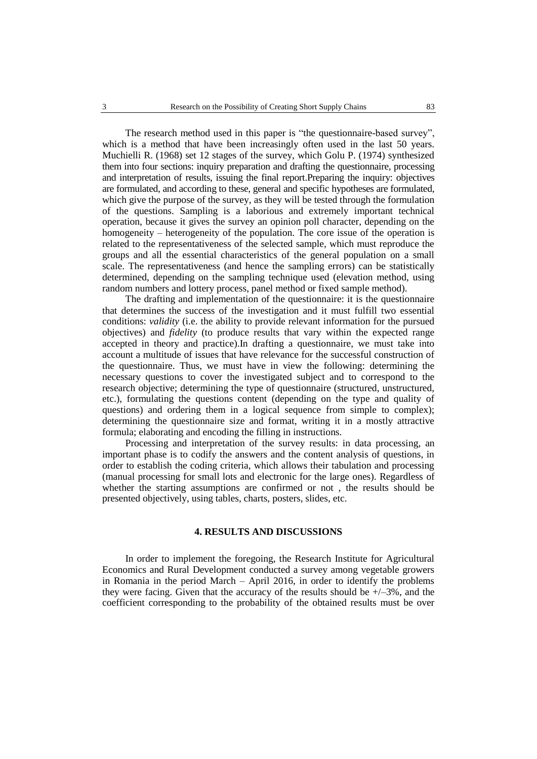The research method used in this paper is "the questionnaire-based survey", which is a method that have been increasingly often used in the last 50 years. Muchielli R. (1968) set 12 stages of the survey, which Golu P. (1974) synthesized them into four sections: inquiry preparation and drafting the questionnaire, processing and interpretation of results, issuing the final report.Preparing the inquiry: objectives are formulated, and according to these, general and specific hypotheses are formulated, which give the purpose of the survey, as they will be tested through the formulation of the questions. Sampling is a laborious and extremely important technical operation, because it gives the survey an opinion poll character, depending on the homogeneity – heterogeneity of the population. The core issue of the operation is related to the representativeness of the selected sample, which must reproduce the groups and all the essential characteristics of the general population on a small scale. The representativeness (and hence the sampling errors) can be statistically determined, depending on the sampling technique used (elevation method, using random numbers and lottery process, panel method or fixed sample method).

The drafting and implementation of the questionnaire: it is the questionnaire that determines the success of the investigation and it must fulfill two essential conditions: *validity* (i.e. the ability to provide relevant information for the pursued objectives) and *fidelity* (to produce results that vary within the expected range accepted in theory and practice).In drafting a questionnaire, we must take into account a multitude of issues that have relevance for the successful construction of the questionnaire. Thus, we must have in view the following: determining the necessary questions to cover the investigated subject and to correspond to the research objective; determining the type of questionnaire (structured, unstructured, etc.), formulating the questions content (depending on the type and quality of questions) and ordering them in a logical sequence from simple to complex); determining the questionnaire size and format, writing it in a mostly attractive formula; elaborating and encoding the filling in instructions.

Processing and interpretation of the survey results: in data processing, an important phase is to codify the answers and the content analysis of questions, in order to establish the coding criteria, which allows their tabulation and processing (manual processing for small lots and electronic for the large ones). Regardless of whether the starting assumptions are confirmed or not , the results should be presented objectively, using tables, charts, posters, slides, etc.

## 4. RESULTS AND DISCUSSIONS

In order to implement the foregoing, the Research Institute for Agricultural Economics and Rural Development conducted a survey among vegetable growers in Romania in the period March – April 2016, in order to identify the problems they were facing. Given that the accuracy of the results should be +/–3%, and the coefficient corresponding to the probability of the obtained results must be over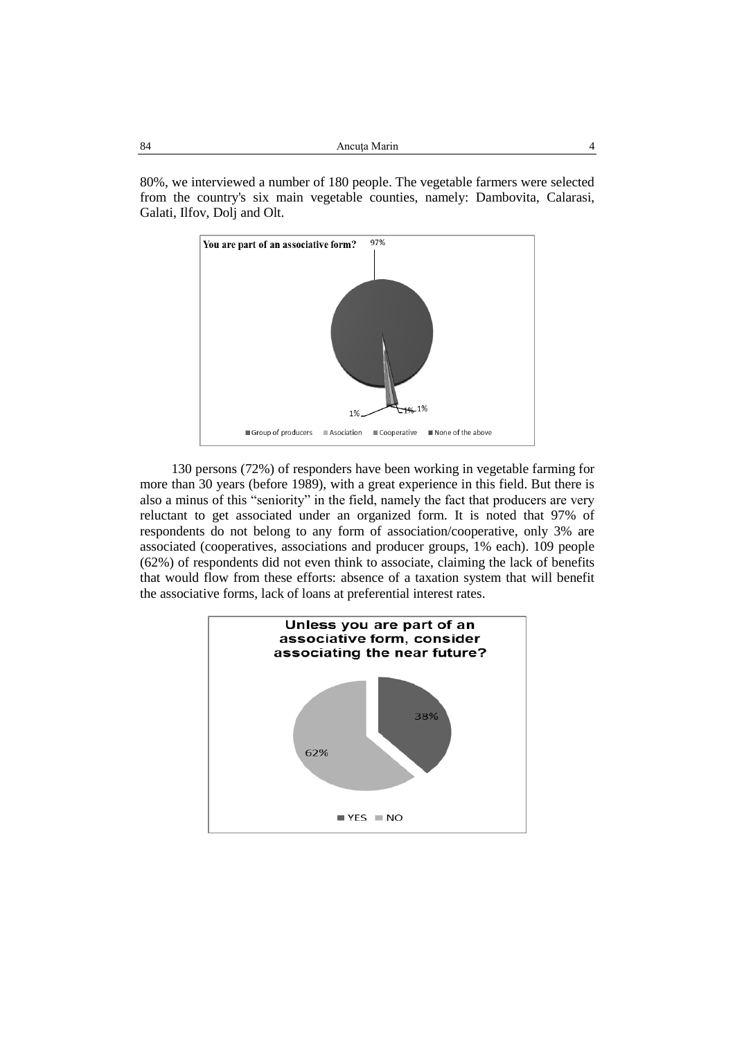80%, we interviewed a number of 180 people. The vegetable farmers were selected from the country's six main vegetable counties, namely: Dambovita, Calarasi, Galati, Ilfov, Dolj and Olt.

130 persons (72%) of responders have been working in vegetable farming for more than 30 years (before 1989), with a great experience in this field. But there is also a minus of this "seniority" in the field, namely the fact that producers are very reluctant to get associated under an organized form. It is noted that 97% of respondents do not belong to any form of association/cooperative, only 3% are associated (cooperatives, associations and producer groups, 1% each). 109 people (62%) of respondents did not even think to associate, claiming the lack of benefits that would flow from these efforts: absence of a taxation system that will benefit the associative forms, lack of loans at preferential interest rates.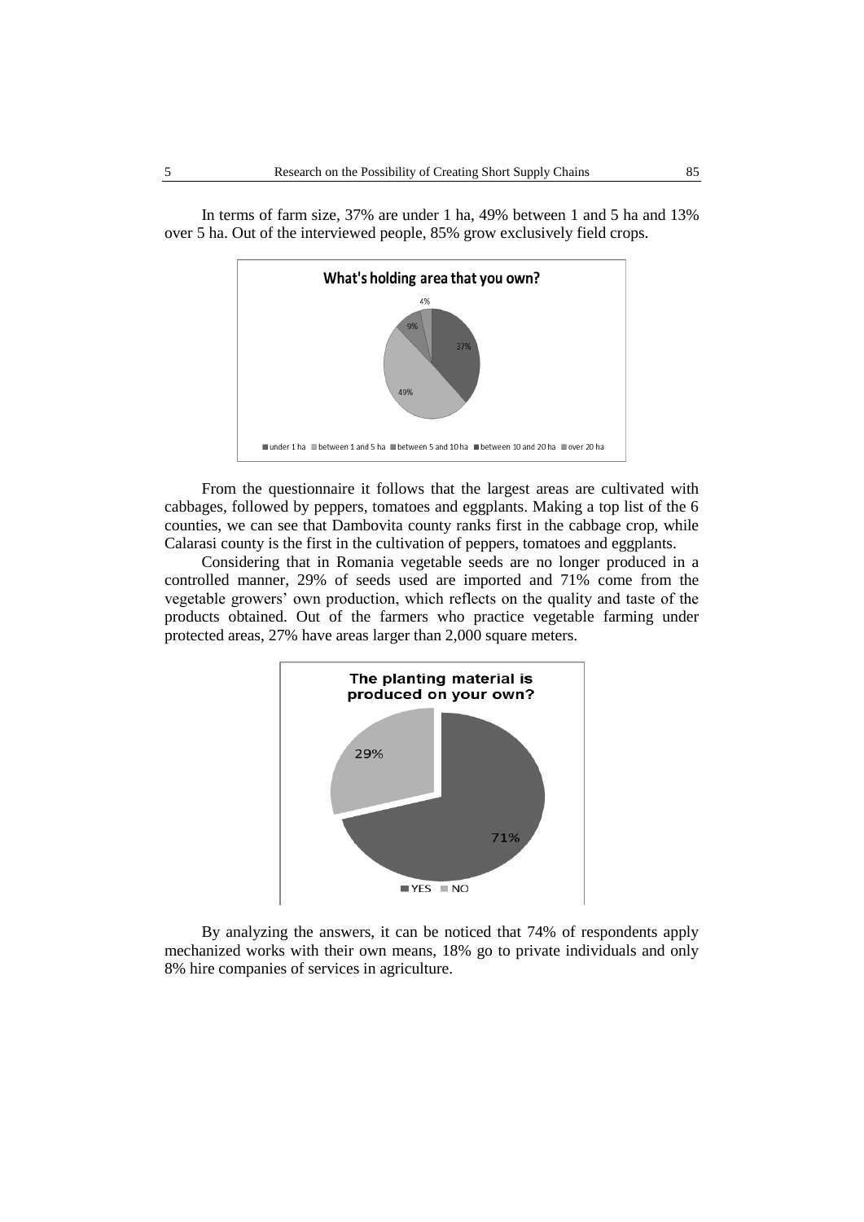In terms of farm size, 37% are under 1 ha, 49% between 1 and 5 ha and 13% over 5 ha. Out of the interviewed people, 85% grow exclusively field crops.

From the questionnaire it follows that the largest areas are cultivated with cabbages, followed by peppers, tomatoes and eggplants. Making a top list of the 6 counties, we can see that Dambovita county ranks first in the cabbage crop, while Calarasi county is the first in the cultivation of peppers, tomatoes and eggplants.

Considering that in Romania vegetable seeds are no longer produced in a controlled manner, 29% of seeds used are imported and 71% come from the vegetable growers' own production, which reflects on the quality and taste of the products obtained. Out of the farmers who practice vegetable farming under protected areas, 27% have areas larger than 2,000 square meters.

By analyzing the answers, it can be noticed that 74% of respondents apply mechanized works with their own means, 18% go to private individuals and only 8% hire companies of services in agriculture.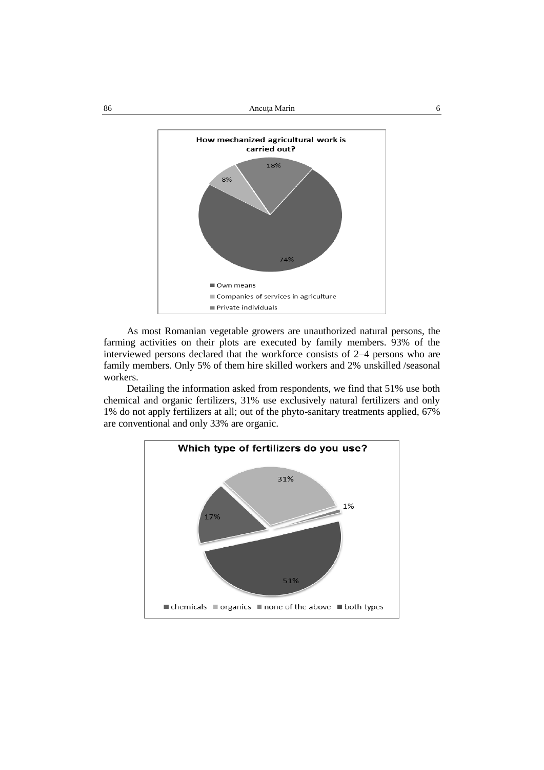**How mechanized agricultural work is carried out?**

| Response | Percentage |
|---|---|
| Own means | 74% |
| Companies of services in agriculture | 8% |
| Private individuals | 18% |

As most Romanian vegetable growers are unauthorized natural persons, the farming activities on their plots are executed by family members. 93% of the interviewed persons declared that the workforce consists of 2–4 persons who are family members. Only 5% of them hire skilled workers and 2% unskilled /seasonal workers.

Detailing the information asked from respondents, we find that 51% use both chemical and organic fertilizers, 31% use exclusively natural fertilizers and only 1% do not apply fertilizers at all; out of the phyto-sanitary treatments applied, 67% are conventional and only 33% are organic.

**Which type of fertilizers do you use?**

| Response | Percentage |
|---|---|
| chemicals | 17% |
| organics | 31% |
| none of the above | 1% |
| both types | 51% |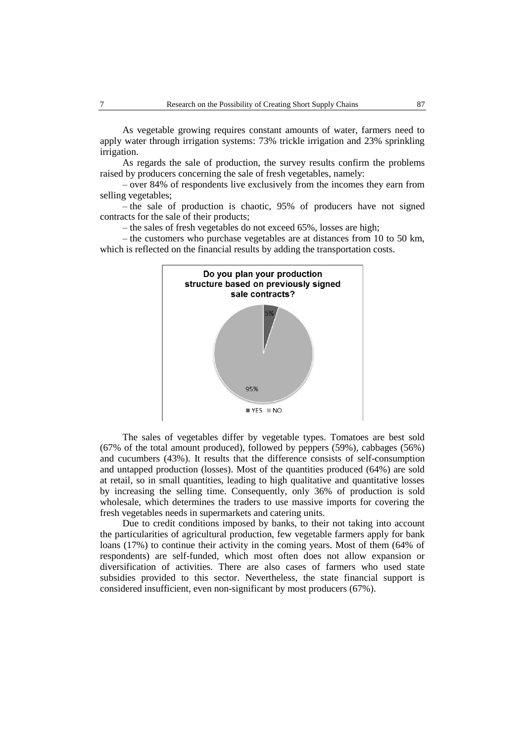As vegetable growing requires constant amounts of water, farmers need to apply water through irrigation systems: 73% trickle irrigation and 23% sprinkling irrigation.

As regards the sale of production, the survey results confirm the problems raised by producers concerning the sale of fresh vegetables, namely:

– over 84% of respondents live exclusively from the incomes they earn from selling vegetables;

– the sale of production is chaotic, 95% of producers have not signed contracts for the sale of their products;

– the sales of fresh vegetables do not exceed 65%, losses are high;

– the customers who purchase vegetables are at distances from 10 to 50 km, which is reflected on the financial results by adding the transportation costs.

The sales of vegetables differ by vegetable types. Tomatoes are best sold (67% of the total amount produced), followed by peppers (59%), cabbages (56%) and cucumbers (43%). It results that the difference consists of self-consumption and untapped production (losses). Most of the quantities produced (64%) are sold at retail, so in small quantities, leading to high qualitative and quantitative losses by increasing the selling time. Consequently, only 36% of production is sold wholesale, which determines the traders to use massive imports for covering the fresh vegetables needs in supermarkets and catering units.

Due to credit conditions imposed by banks, to their not taking into account the particularities of agricultural production, few vegetable farmers apply for bank loans (17%) to continue their activity in the coming years. Most of them (64% of respondents) are self-funded, which most often does not allow expansion or diversification of activities. There are also cases of farmers who used state subsidies provided to this sector. Nevertheless, the state financial support is considered insufficient, even non-significant by most producers (67%).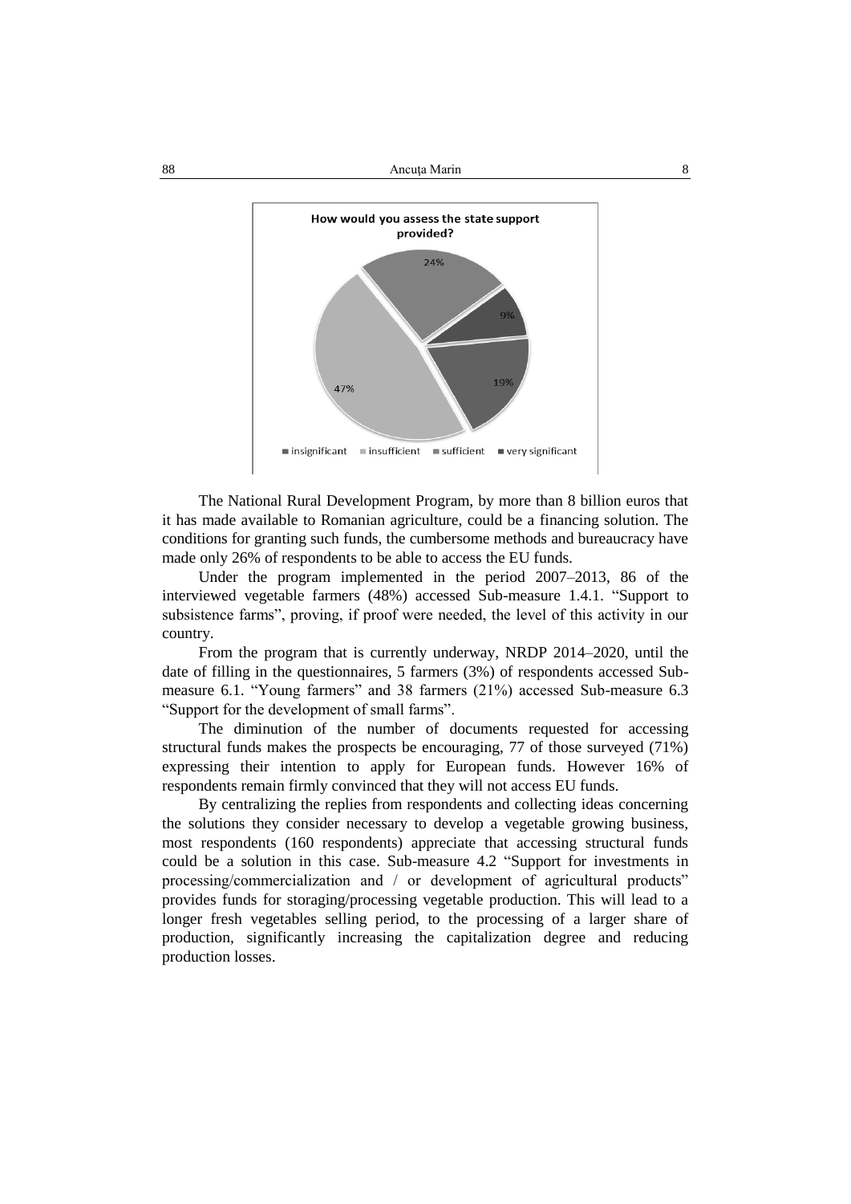**How would you assess the state support provided?**

The National Rural Development Program, by more than 8 billion euros that it has made available to Romanian agriculture, could be a financing solution. The conditions for granting such funds, the cumbersome methods and bureaucracy have made only 26% of respondents to be able to access the EU funds.

Under the program implemented in the period 2007–2013, 86 of the interviewed vegetable farmers (48%) accessed Sub-measure 1.4.1. "Support to subsistence farms", proving, if proof were needed, the level of this activity in our country.

From the program that is currently underway, NRDP 2014–2020, until the date of filling in the questionnaires, 5 farmers (3%) of respondents accessed Sub-measure 6.1. "Young farmers" and 38 farmers (21%) accessed Sub-measure 6.3 "Support for the development of small farms".

The diminution of the number of documents requested for accessing structural funds makes the prospects be encouraging, 77 of those surveyed (71%) expressing their intention to apply for European funds. However 16% of respondents remain firmly convinced that they will not access EU funds.

By centralizing the replies from respondents and collecting ideas concerning the solutions they consider necessary to develop a vegetable growing business, most respondents (160 respondents) appreciate that accessing structural funds could be a solution in this case. Sub-measure 4.2 "Support for investments in processing/commercialization and / or development of agricultural products" provides funds for storaging/processing vegetable production. This will lead to a longer fresh vegetables selling period, to the processing of a larger share of production, significantly increasing the capitalization degree and reducing production losses.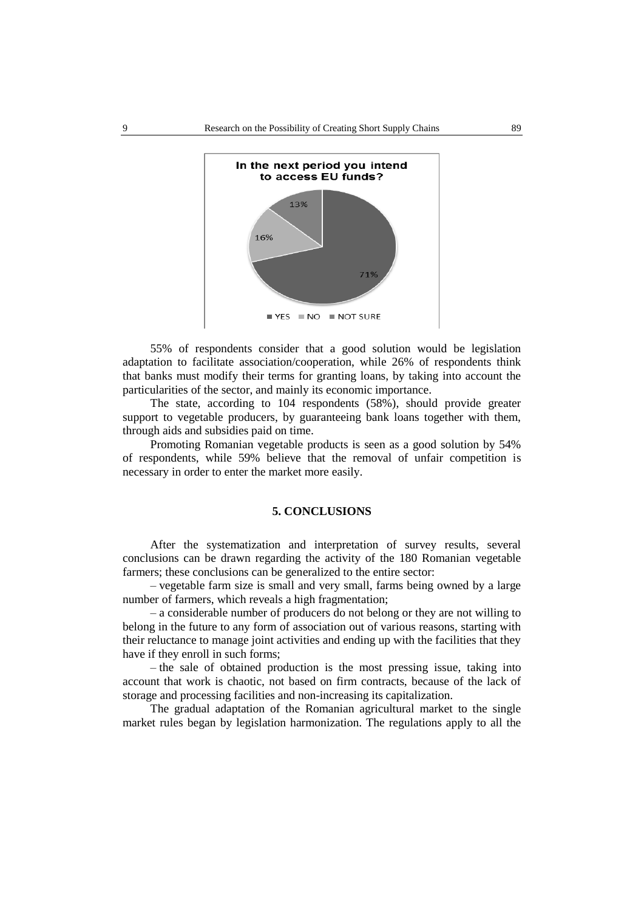55% of respondents consider that a good solution would be legislation adaptation to facilitate association/cooperation, while 26% of respondents think that banks must modify their terms for granting loans, by taking into account the particularities of the sector, and mainly its economic importance.

The state, according to 104 respondents (58%), should provide greater support to vegetable producers, by guaranteeing bank loans together with them, through aids and subsidies paid on time.

Promoting Romanian vegetable products is seen as a good solution by 54% of respondents, while 59% believe that the removal of unfair competition is necessary in order to enter the market more easily.

## 5. CONCLUSIONS

After the systematization and interpretation of survey results, several conclusions can be drawn regarding the activity of the 180 Romanian vegetable farmers; these conclusions can be generalized to the entire sector:

– vegetable farm size is small and very small, farms being owned by a large number of farmers, which reveals a high fragmentation;

– a considerable number of producers do not belong or they are not willing to belong in the future to any form of association out of various reasons, starting with their reluctance to manage joint activities and ending up with the facilities that they have if they enroll in such forms;

– the sale of obtained production is the most pressing issue, taking into account that work is chaotic, not based on firm contracts, because of the lack of storage and processing facilities and non-increasing its capitalization.

The gradual adaptation of the Romanian agricultural market to the single market rules began by legislation harmonization. The regulations apply to all the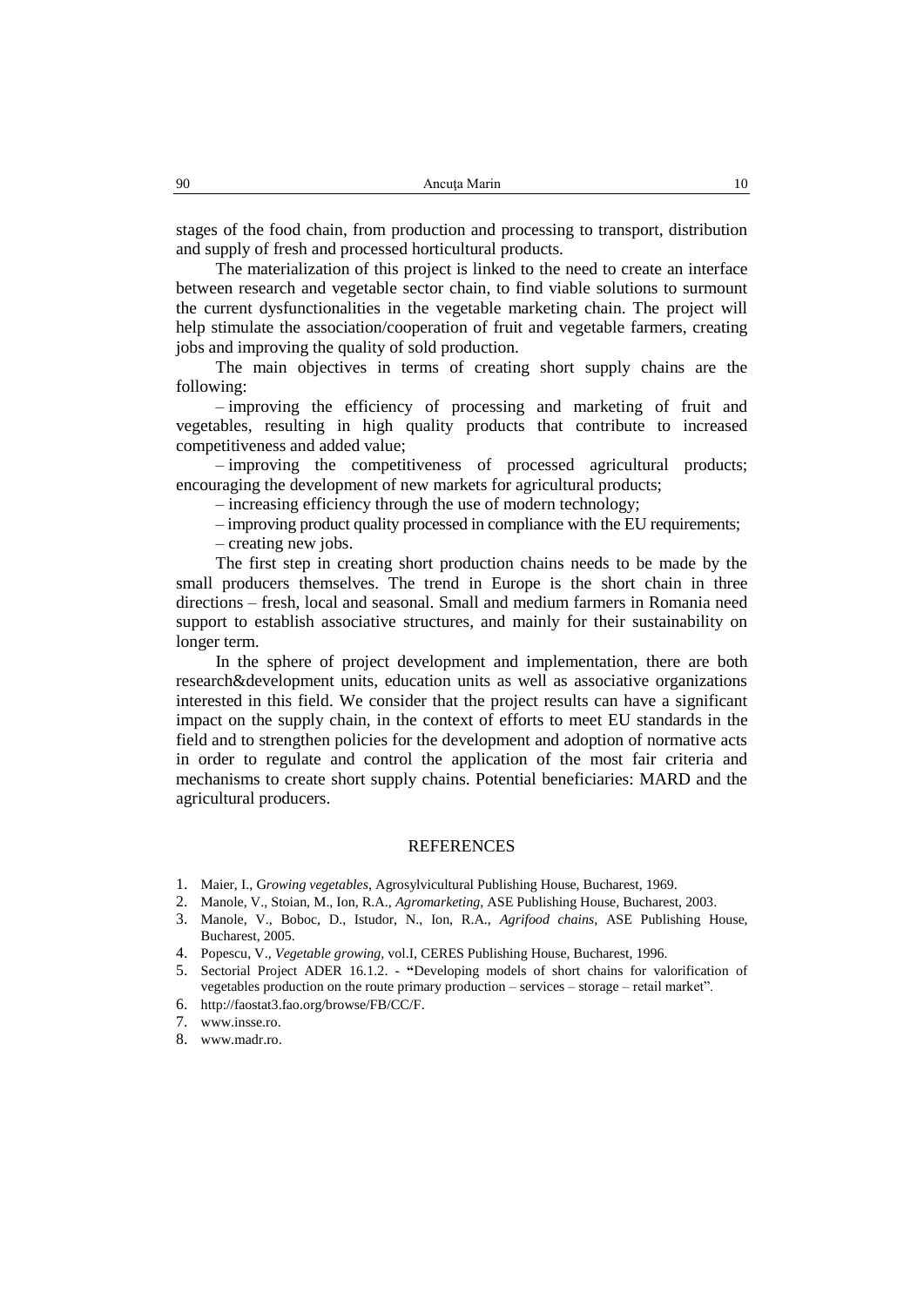stages of the food chain, from production and processing to transport, distribution and supply of fresh and processed horticultural products.

The materialization of this project is linked to the need to create an interface between research and vegetable sector chain, to find viable solutions to surmount the current dysfunctionalities in the vegetable marketing chain. The project will help stimulate the association/cooperation of fruit and vegetable farmers, creating jobs and improving the quality of sold production.

The main objectives in terms of creating short supply chains are the following:

– improving the efficiency of processing and marketing of fruit and vegetables, resulting in high quality products that contribute to increased competitiveness and added value;

– improving the competitiveness of processed agricultural products; encouraging the development of new markets for agricultural products;

– increasing efficiency through the use of modern technology;

– improving product quality processed in compliance with the EU requirements;

– creating new jobs.

The first step in creating short production chains needs to be made by the small producers themselves. The trend in Europe is the short chain in three directions – fresh, local and seasonal. Small and medium farmers in Romania need support to establish associative structures, and mainly for their sustainability on longer term.

In the sphere of project development and implementation, there are both research&development units, education units as well as associative organizations interested in this field. We consider that the project results can have a significant impact on the supply chain, in the context of efforts to meet EU standards in the field and to strengthen policies for the development and adoption of normative acts in order to regulate and control the application of the most fair criteria and mechanisms to create short supply chains. Potential beneficiaries: MARD and the agricultural producers.

## REFERENCES

1. Maier, I., *Growing vegetables*, Agrosylvicultural Publishing House, Bucharest, 1969.
2. Manole, V., Stoian, M., Ion, R.A., *Agromarketing*, ASE Publishing House, Bucharest, 2003.
3. Manole, V., Boboc, D., Istudor, N., Ion, R.A., *Agrifood chains*, ASE Publishing House, Bucharest, 2005.
4. Popescu, V., *Vegetable growing*, vol.I, CERES Publishing House, Bucharest, 1996.
5. Sectorial Project ADER 16.1.2. - **"**Developing models of short chains for valorification of vegetables production on the route primary production – services – storage – retail market".
6. http://faostat3.fao.org/browse/FB/CC/F.
7. www.insse.ro.
8. www.madr.ro.